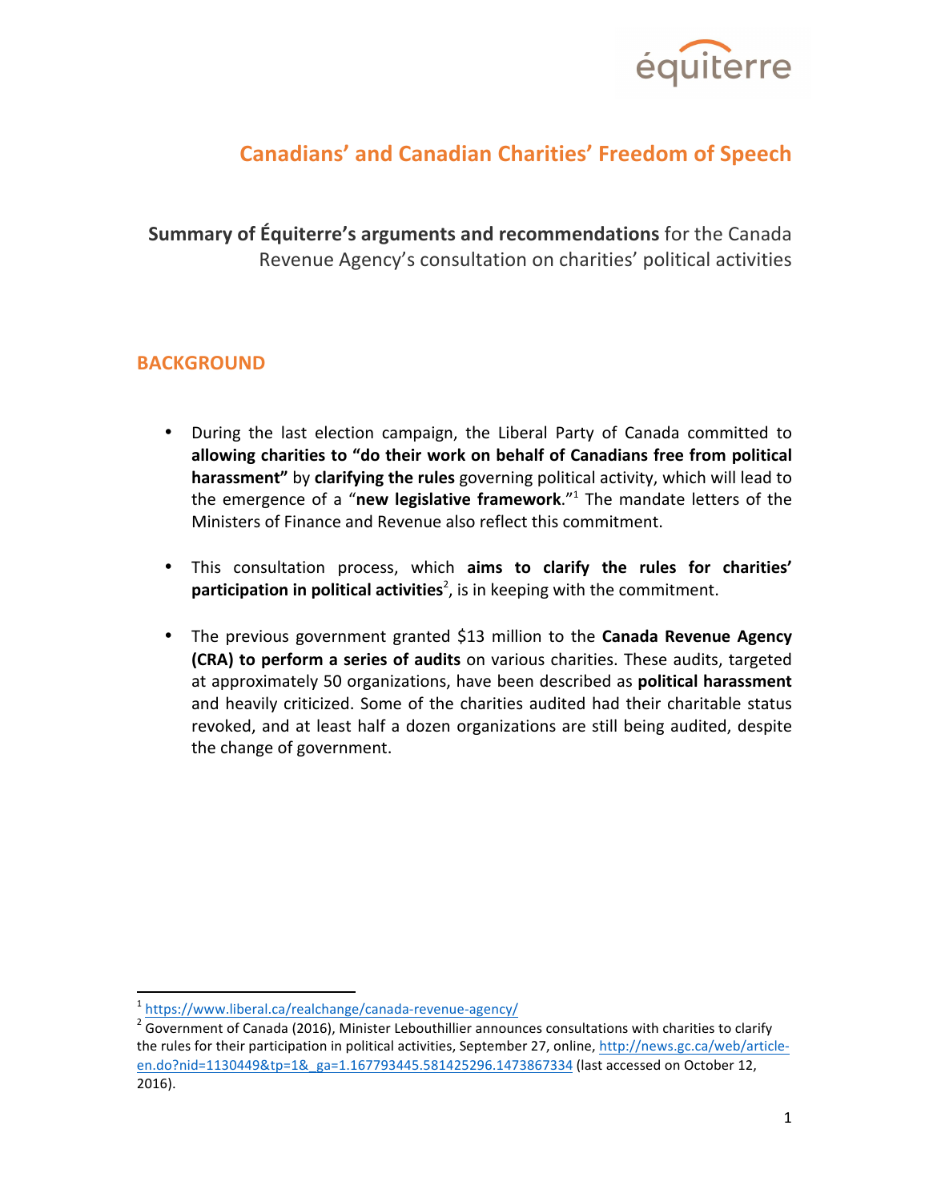équiterre

# Canadians' and Canadian Charities' Freedom of Speech

**Summary of Équiterre's arguments and recommendations** for the Canada Revenue Agency's consultation on charities' political activities

## BACKGROUND

- During the last election campaign, the Liberal Party of Canada committed to **allowing charities to "do their work on behalf of Canadians free from political harassment"** by **clarifying the rules** governing political activity, which will lead to the emergence of a "**new legislative framework**."[1] The mandate letters of the Ministers of Finance and Revenue also reflect this commitment.

- This consultation process, which **aims to clarify the rules for charities' participation in political activities**[2], is in keeping with the commitment.

- The previous government granted $13 million to the **Canada Revenue Agency (CRA) to perform a series of audits** on various charities. These audits, targeted at approximately 50 organizations, have been described as **political harassment** and heavily criticized. Some of the charities audited had their charitable status revoked, and at least half a dozen organizations are still being audited, despite the change of government.

---

[1] https://www.liberal.ca/realchange/canada-revenue-agency/

[2] Government of Canada (2016), Minister Lebouthillier announces consultations with charities to clarify the rules for their participation in political activities, September 27, online, http://news.gc.ca/web/article-en.do?nid=1130449&tp=1&_ga=1.167793445.581425296.1473867334 (last accessed on October 12, 2016).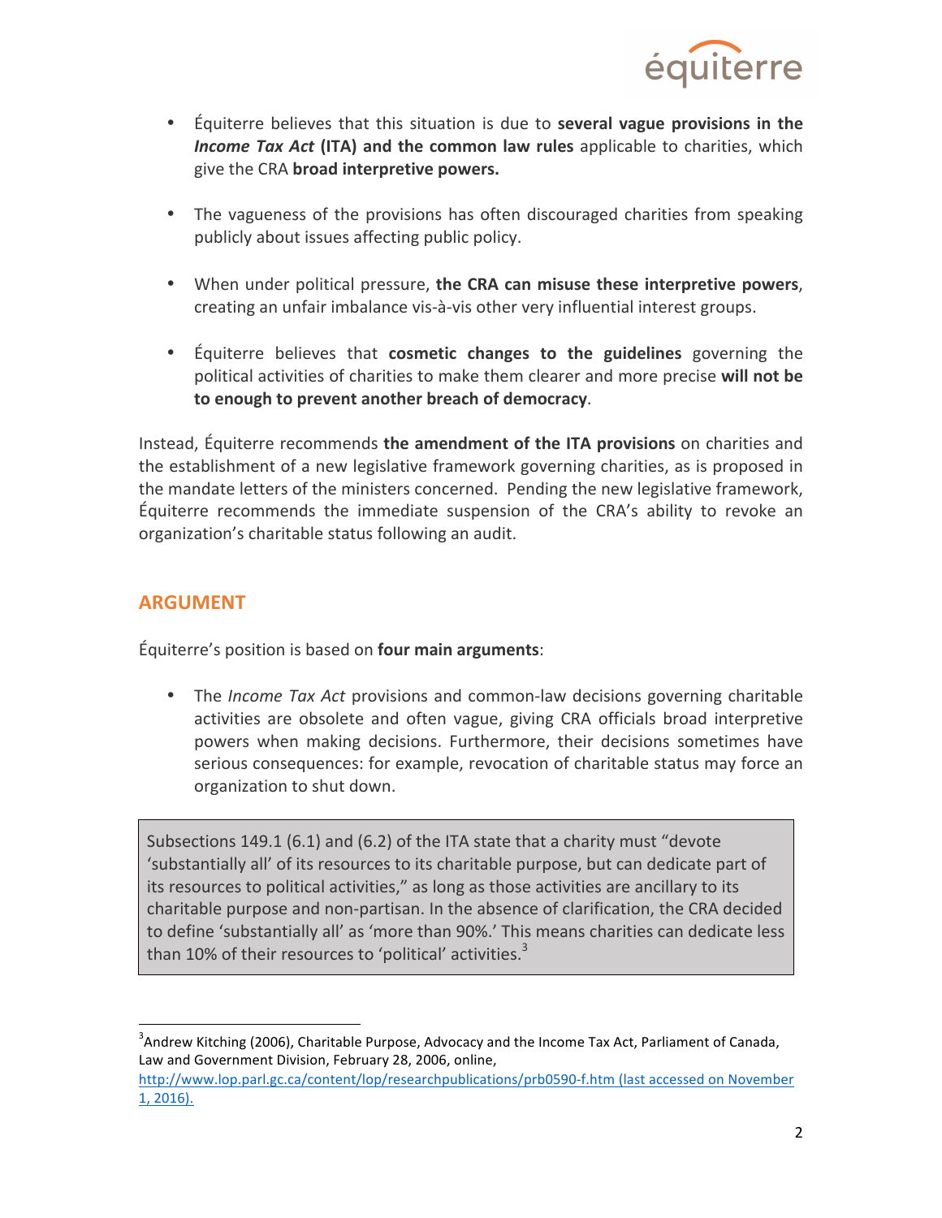- Équiterre believes that this situation is due to **several vague provisions in the *Income Tax Act* (ITA) and the common law rules** applicable to charities, which give the CRA **broad interpretive powers.**

- The vagueness of the provisions has often discouraged charities from speaking publicly about issues affecting public policy.

- When under political pressure, **the CRA can misuse these interpretive powers**, creating an unfair imbalance vis-à-vis other very influential interest groups.

- Équiterre believes that **cosmetic changes to the guidelines** governing the political activities of charities to make them clearer and more precise **will not be to enough to prevent another breach of democracy**.

Instead, Équiterre recommends **the amendment of the ITA provisions** on charities and the establishment of a new legislative framework governing charities, as is proposed in the mandate letters of the ministers concerned. Pending the new legislative framework, Équiterre recommends the immediate suspension of the CRA's ability to revoke an organization's charitable status following an audit.

## ARGUMENT

Équiterre's position is based on **four main arguments**:

- The *Income Tax Act* provisions and common-law decisions governing charitable activities are obsolete and often vague, giving CRA officials broad interpretive powers when making decisions. Furthermore, their decisions sometimes have serious consequences: for example, revocation of charitable status may force an organization to shut down.

> Subsections 149.1 (6.1) and (6.2) of the ITA state that a charity must "devote 'substantially all' of its resources to its charitable purpose, but can dedicate part of its resources to political activities," as long as those activities are ancillary to its charitable purpose and non-partisan. In the absence of clarification, the CRA decided to define 'substantially all' as 'more than 90%.' This means charities can dedicate less than 10% of their resources to 'political' activities.[3]

[3] Andrew Kitching (2006), Charitable Purpose, Advocacy and the Income Tax Act, Parliament of Canada, Law and Government Division, February 28, 2006, online, http://www.lop.parl.gc.ca/content/lop/researchpublications/prb0590-f.htm (last accessed on November 1, 2016).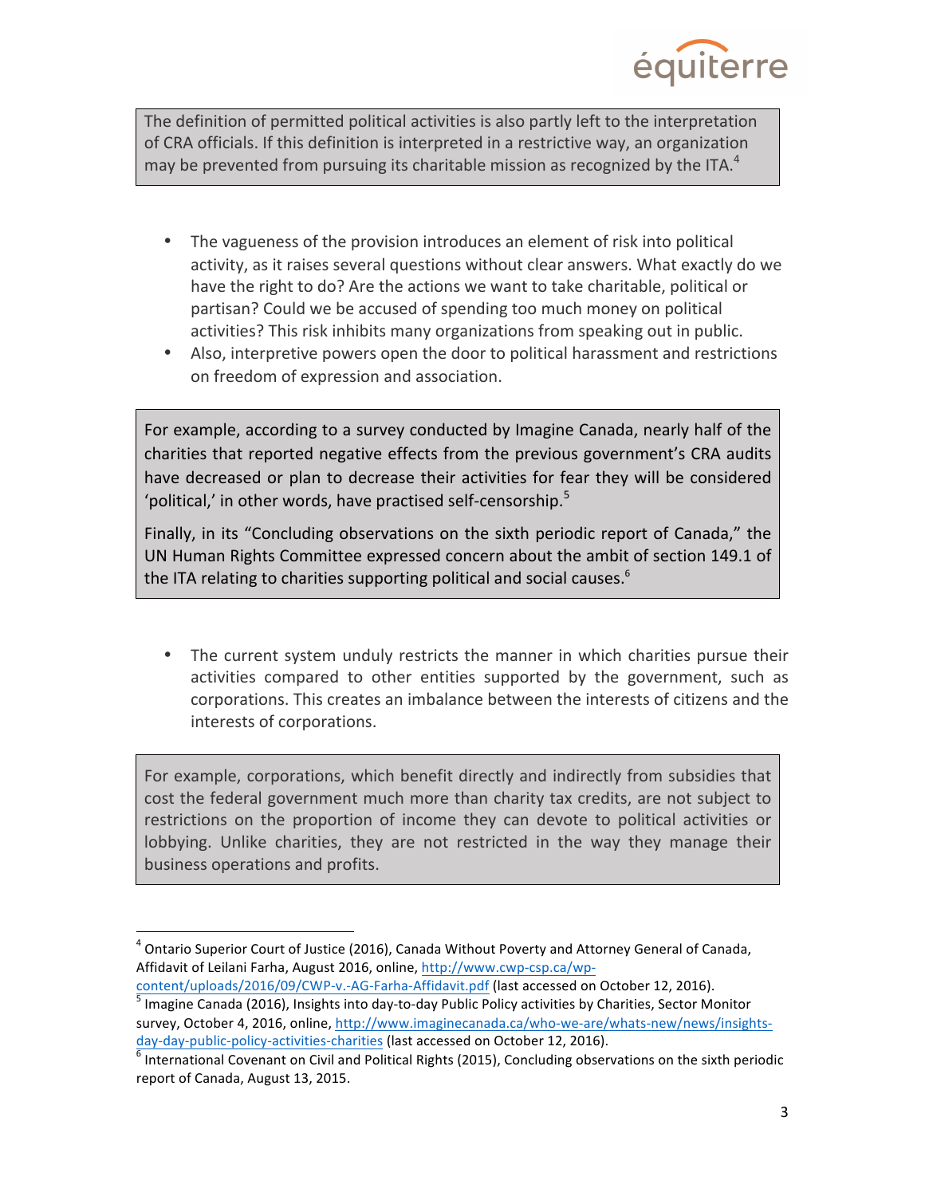The definition of permitted political activities is also partly left to the interpretation of CRA officials. If this definition is interpreted in a restrictive way, an organization may be prevented from pursuing its charitable mission as recognized by the ITA.[4]

- The vagueness of the provision introduces an element of risk into political activity, as it raises several questions without clear answers. What exactly do we have the right to do? Are the actions we want to take charitable, political or partisan? Could we be accused of spending too much money on political activities? This risk inhibits many organizations from speaking out in public.
- Also, interpretive powers open the door to political harassment and restrictions on freedom of expression and association.

For example, according to a survey conducted by Imagine Canada, nearly half of the charities that reported negative effects from the previous government's CRA audits have decreased or plan to decrease their activities for fear they will be considered 'political,' in other words, have practised self-censorship.[5]

Finally, in its "Concluding observations on the sixth periodic report of Canada," the UN Human Rights Committee expressed concern about the ambit of section 149.1 of the ITA relating to charities supporting political and social causes.[6]

- The current system unduly restricts the manner in which charities pursue their activities compared to other entities supported by the government, such as corporations. This creates an imbalance between the interests of citizens and the interests of corporations.

For example, corporations, which benefit directly and indirectly from subsidies that cost the federal government much more than charity tax credits, are not subject to restrictions on the proportion of income they can devote to political activities or lobbying. Unlike charities, they are not restricted in the way they manage their business operations and profits.

---

[4] Ontario Superior Court of Justice (2016), Canada Without Poverty and Attorney General of Canada, Affidavit of Leilani Farha, August 2016, online, http://www.cwp-csp.ca/wp-content/uploads/2016/09/CWP-v.-AG-Farha-Affidavit.pdf (last accessed on October 12, 2016).

[5] Imagine Canada (2016), Insights into day-to-day Public Policy activities by Charities, Sector Monitor survey, October 4, 2016, online, http://www.imaginecanada.ca/who-we-are/whats-new/news/insights-day-day-public-policy-activities-charities (last accessed on October 12, 2016).

[6] International Covenant on Civil and Political Rights (2015), Concluding observations on the sixth periodic report of Canada, August 13, 2015.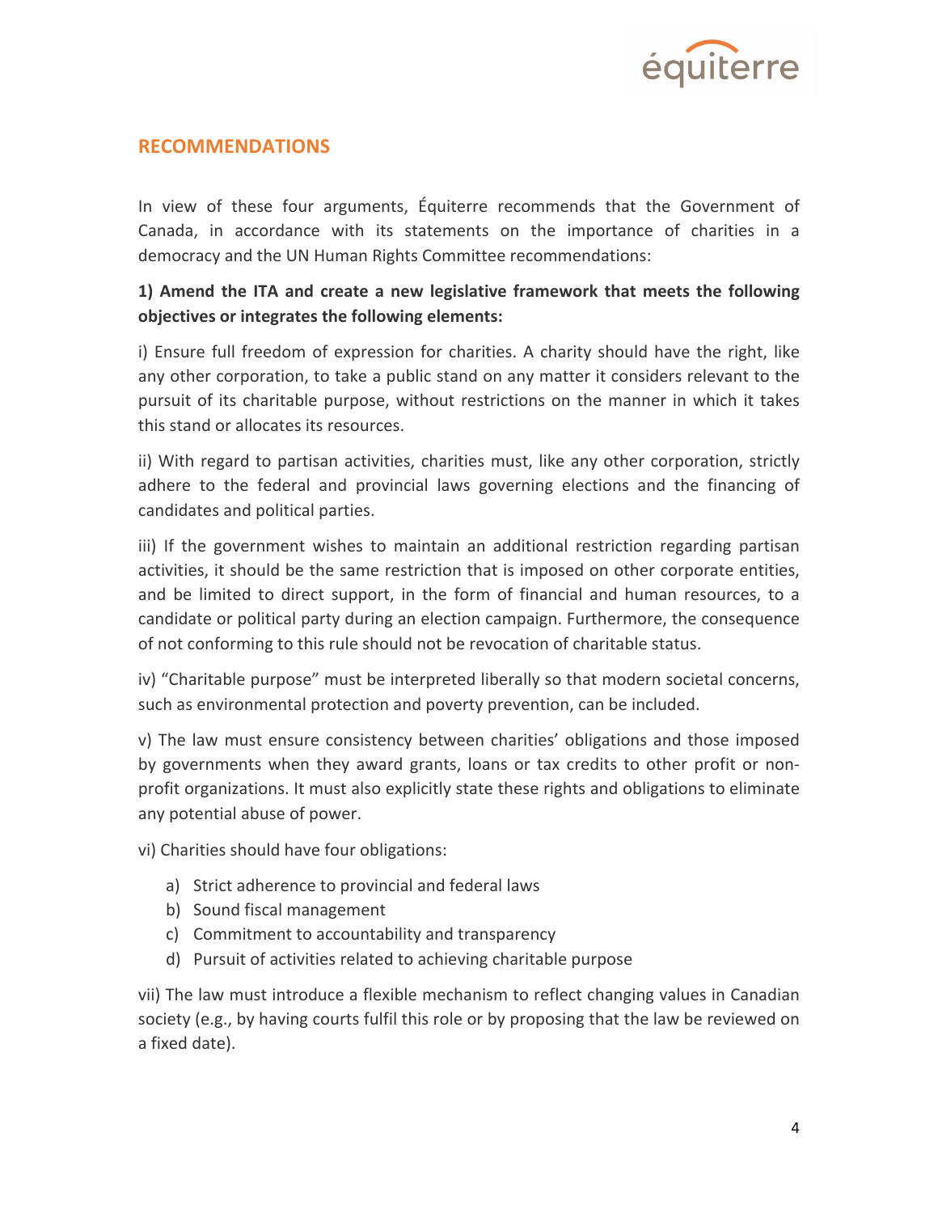## RECOMMENDATIONS

In view of these four arguments, Équiterre recommends that the Government of Canada, in accordance with its statements on the importance of charities in a democracy and the UN Human Rights Committee recommendations:

**1) Amend the ITA and create a new legislative framework that meets the following objectives or integrates the following elements:**

i) Ensure full freedom of expression for charities. A charity should have the right, like any other corporation, to take a public stand on any matter it considers relevant to the pursuit of its charitable purpose, without restrictions on the manner in which it takes this stand or allocates its resources.

ii) With regard to partisan activities, charities must, like any other corporation, strictly adhere to the federal and provincial laws governing elections and the financing of candidates and political parties.

iii) If the government wishes to maintain an additional restriction regarding partisan activities, it should be the same restriction that is imposed on other corporate entities, and be limited to direct support, in the form of financial and human resources, to a candidate or political party during an election campaign. Furthermore, the consequence of not conforming to this rule should not be revocation of charitable status.

iv) "Charitable purpose" must be interpreted liberally so that modern societal concerns, such as environmental protection and poverty prevention, can be included.

v) The law must ensure consistency between charities' obligations and those imposed by governments when they award grants, loans or tax credits to other profit or non-profit organizations. It must also explicitly state these rights and obligations to eliminate any potential abuse of power.

vi) Charities should have four obligations:

a) Strict adherence to provincial and federal laws
b) Sound fiscal management
c) Commitment to accountability and transparency
d) Pursuit of activities related to achieving charitable purpose

vii) The law must introduce a flexible mechanism to reflect changing values in Canadian society (e.g., by having courts fulfil this role or by proposing that the law be reviewed on a fixed date).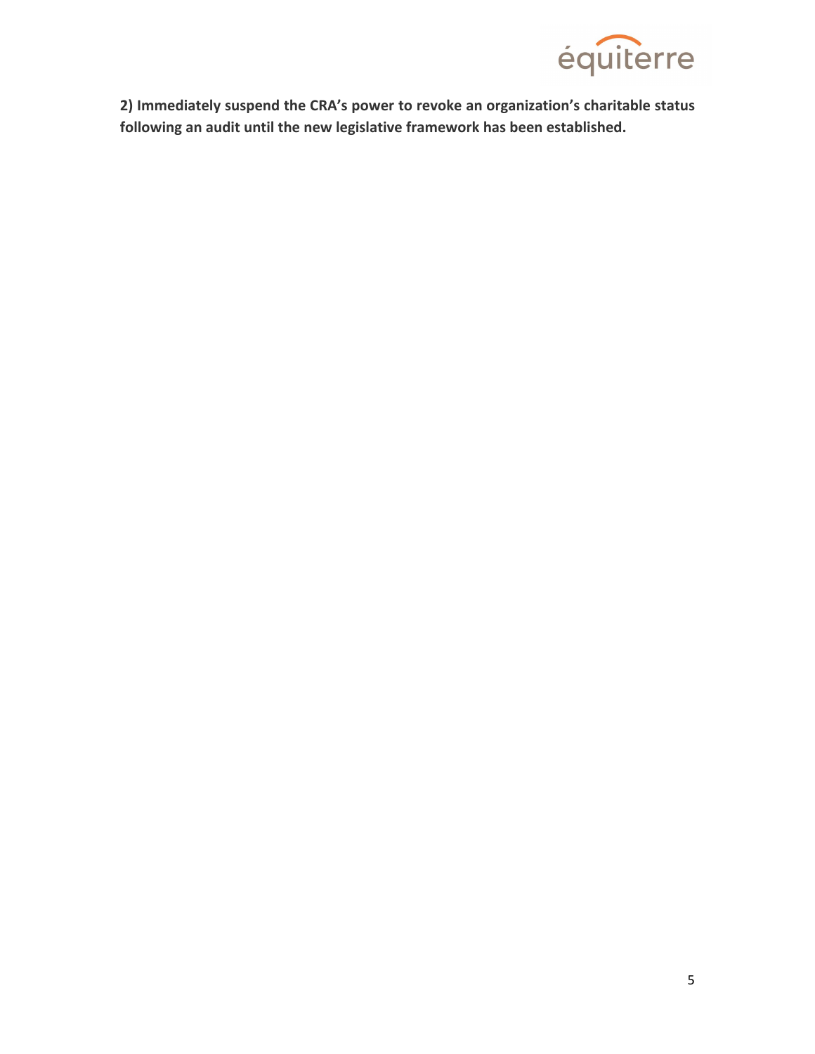**2) Immediately suspend the CRA's power to revoke an organization's charitable status following an audit until the new legislative framework has been established.**